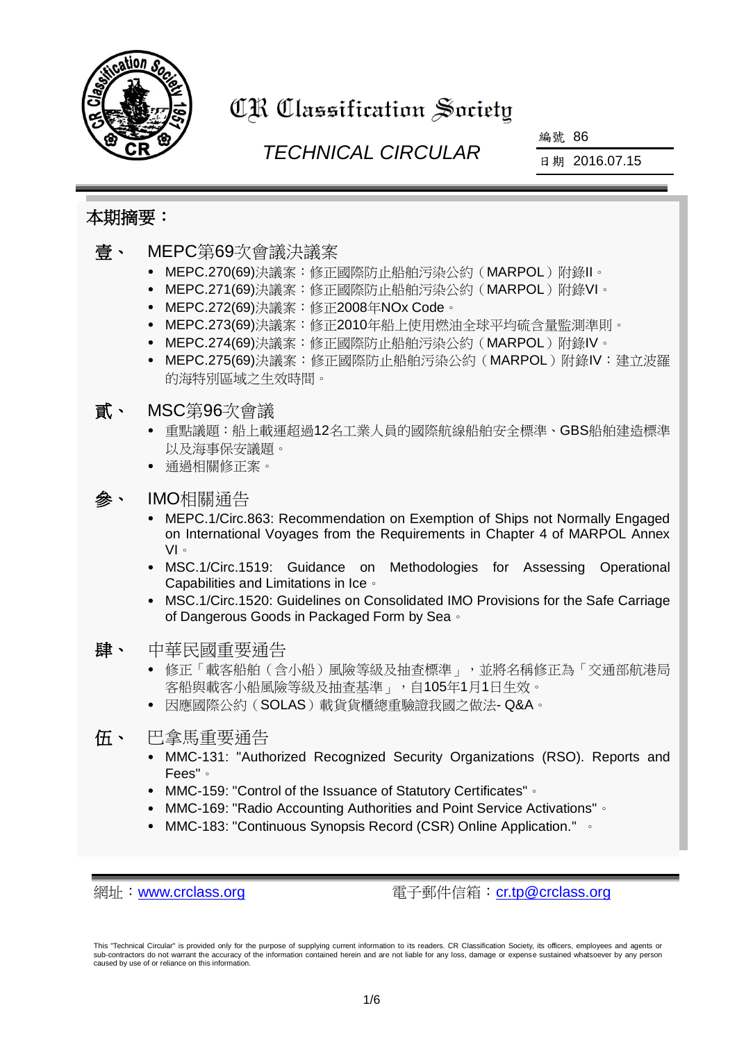# CR Classification Society

## TECHNICAL CIRCULAR

編號 86

日期 2016.07.15

## 本期摘要：

### 壹、 MEPC第69次會議決議案

- MEPC.270(69)決議案：修正國際防止船舶污染公約（MARPOL）附錄II。
- MEPC.271(69)決議案：修正國際防止船舶污染公約（MARPOL）附錄VI。
- MEPC.272(69)決議案：修正2008年NOx Code。
- MEPC.273(69)決議案：修正2010年船上使用燃油全球平均硫含量監測準則。
- MEPC.274(69)決議案：修正國際防止船舶污染公約（MARPOL）附錄IV。
- MEPC.275(69)決議案：修正國際防止船舶污染公約（MARPOL）附錄IV：建立波羅的海特別區域之生效時間。

### 貳、 MSC第96次會議

- 重點議題：船上載運超過12名工業人員的國際航線船舶安全標準、GBS船舶建造標準以及海事保安議題。
- 通過相關修正案。

### 參、 IMO相關通告

- MEPC.1/Circ.863: Recommendation on Exemption of Ships not Normally Engaged on International Voyages from the Requirements in Chapter 4 of MARPOL Annex VI。
- MSC.1/Circ.1519: Guidance on Methodologies for Assessing Operational Capabilities and Limitations in Ice。
- MSC.1/Circ.1520: Guidelines on Consolidated IMO Provisions for the Safe Carriage of Dangerous Goods in Packaged Form by Sea。

### 肆、 中華民國重要通告

- 修正「載客船舶（含小船）風險等級及抽查標準」，並將名稱修正為「交通部航港局客船與載客小船風險等級及抽查基準」，自105年1月1日生效。
- 因應國際公約（SOLAS）載貨貨櫃總重驗證我國之做法- Q&A。

### 伍、 巴拿馬重要通告

- MMC-131: "Authorized Recognized Security Organizations (RSO). Reports and Fees"。
- MMC-159: "Control of the Issuance of Statutory Certificates"。
- MMC-169: "Radio Accounting Authorities and Point Service Activations"。
- MMC-183: "Continuous Synopsis Record (CSR) Online Application." 。

網址：www.crclass.org　　　電子郵件信箱：cr.tp@crclass.org

This "Technical Circular" is provided only for the purpose of supplying current information to its readers. CR Classification Society, its officers, employees and agents or sub-contractors do not warrant the accuracy of the information contained herein and are not liable for any loss, damage or expense sustained whatsoever by any person caused by use of or reliance on this information.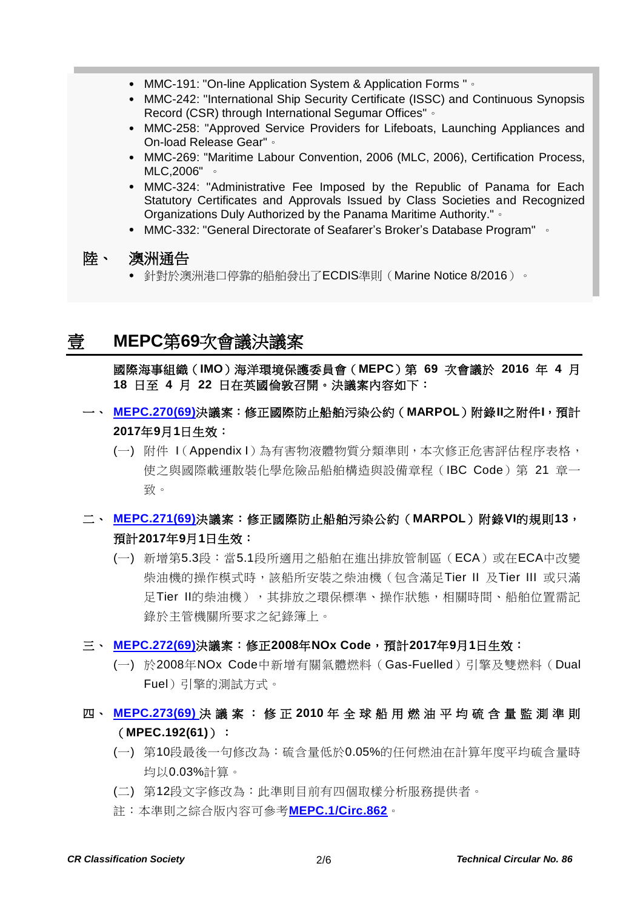- MMC-191: "On-line Application System & Application Forms "。
- MMC-242: "International Ship Security Certificate (ISSC) and Continuous Synopsis Record (CSR) through International Segumar Offices"。
- MMC-258: "Approved Service Providers for Lifeboats, Launching Appliances and On-load Release Gear"。
- MMC-269: "Maritime Labour Convention, 2006 (MLC, 2006), Certification Process, MLC,2006" 。
- MMC-324: "Administrative Fee Imposed by the Republic of Panama for Each Statutory Certificates and Approvals Issued by Class Societies and Recognized Organizations Duly Authorized by the Panama Maritime Authority."。
- MMC-332: "General Directorate of Seafarer's Broker's Database Program" 。

陸、 澳洲通告

- 針對於澳洲港口停靠的船舶發出了ECDIS準則（Marine Notice 8/2016）。

# 壹 MEPC第69次會議決議案

**國際海事組織（IMO）海洋環境保護委員會（MEPC）第 69 次會議於 2016 年 4 月 18 日至 4 月 22 日在英國倫敦召開。決議案內容如下：**

## 一、 MEPC.270(69)決議案：修正國際防止船舶污染公約（MARPOL）附錄II之附件I，預計2017年9月1日生效：

(一) 附件 I（Appendix I）為有害物液體物質分類準則，本次修正危害評估程序表格，使之與國際載運散裝化學危險品船舶構造與設備章程（IBC Code）第 21 章一致。

## 二、 MEPC.271(69)決議案：修正國際防止船舶污染公約（MARPOL）附錄VI的規則13，預計2017年9月1日生效：

(一) 新增第5.3段：當5.1段所適用之船舶在進出排放管制區（ECA）或在ECA中改變柴油機的操作模式時，該船所安裝之柴油機（包含滿足Tier II 及Tier III 或只滿足Tier II的柴油機），其排放之環保標準、操作狀態，相關時間、船舶位置需記錄於主管機關所要求之紀錄簿上。

## 三、 MEPC.272(69)決議案：修正2008年NOx Code，預計2017年9月1日生效：

(一) 於2008年NOx Code中新增有關氣體燃料（Gas-Fuelled）引擎及雙燃料（Dual Fuel）引擎的測試方式。

## 四、 MEPC.273(69) 決議案：修正2010年全球船用燃油平均硫含量監測準則（MPEC.192(61)）：

(一) 第10段最後一句修改為：硫含量低於0.05%的任何燃油在計算年度平均硫含量時均以0.03%計算。

(二) 第12段文字修改為：此準則目前有四個取樣分析服務提供者。

註：本準則之綜合版內容可參考**MEPC.1/Circ.862**。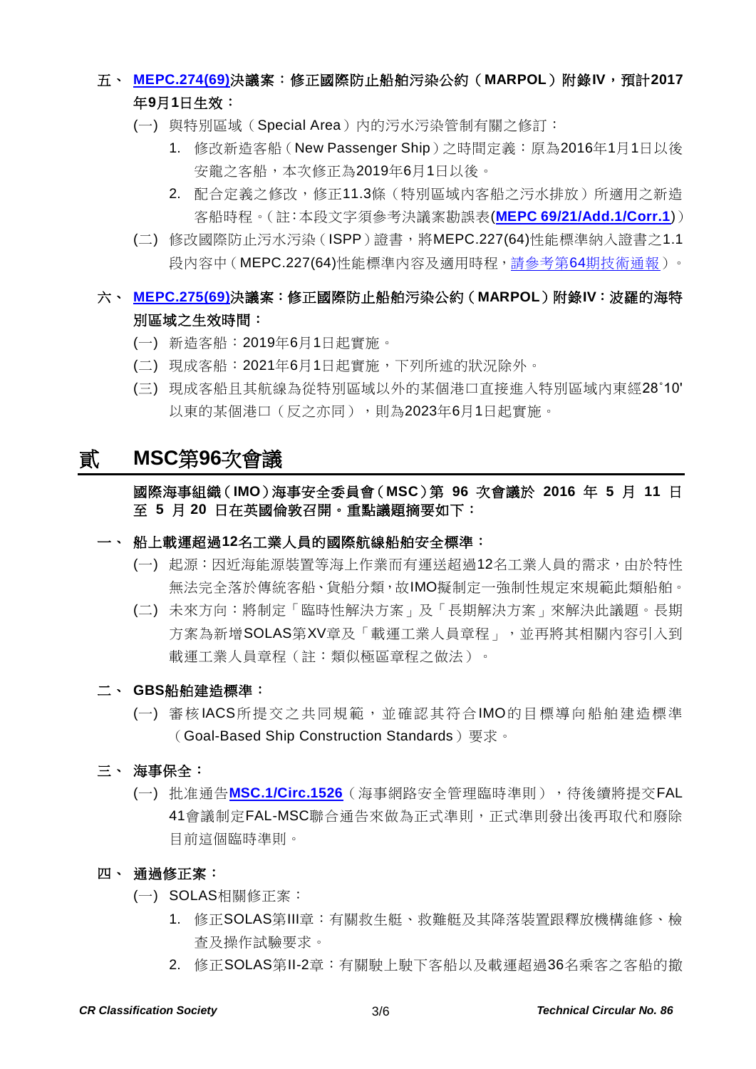五、 **MEPC.274(69)決議案：修正國際防止船舶污染公約（MARPOL）附錄IV，預計2017年9月1日生效：**

(一) 與特別區域（Special Area）內的污水污染管制有關之修訂：

1. 修改新造客船（New Passenger Ship）之時間定義：原為2016年1月1日以後安龍之客船，本次修正為2019年6月1日以後。
2. 配合定義之修改，修正11.3條（特別區域內客船之污水排放）所適用之新造客船時程。（註：本段文字須參考決議案勘誤表(**MEPC 69/21/Add.1/Corr.1**)）

(二) 修改國際防止污水污染（ISPP）證書，將MEPC.227(64)性能標準納入證書之1.1段內容中（MEPC.227(64)性能標準內容及適用時程，請參考第64期技術通報）。

六、 **MEPC.275(69)決議案：修正國際防止船舶污染公約（MARPOL）附錄IV：波羅的海特別區域之生效時間：**

(一) 新造客船：2019年6月1日起實施。

(二) 現成客船：2021年6月1日起實施，下列所述的狀況除外。

(三) 現成客船且其航線為從特別區域以外的某個港口直接進入特別區域內東經28˚10'以東的某個港口（反之亦同），則為2023年6月1日起實施。

# 貳 MSC第96次會議

**國際海事組織（IMO）海事安全委員會（MSC）第 96 次會議於 2016 年 5 月 11 日至 5 月 20 日在英國倫敦召開。重點議題摘要如下：**

一、 **船上載運超過12名工業人員的國際航線船舶安全標準：**

(一) 起源：因近海能源裝置等海上作業而有運送超過12名工業人員的需求，由於特性無法完全落於傳統客船、貨船分類，故IMO擬制定一強制性規定來規範此類船舶。

(二) 未來方向：將制定「臨時性解決方案」及「長期解決方案」來解決此議題。長期方案為新增SOLAS第XV章及「載運工業人員章程」，並再將其相關內容引入到載運工業人員章程（註：類似極區章程之做法）。

二、 **GBS船舶建造標準：**

(一) 審核IACS所提交之共同規範，並確認其符合IMO的目標導向船舶建造標準（Goal-Based Ship Construction Standards）要求。

三、 **海事保全：**

(一) 批准通告**MSC.1/Circ.1526**（海事網路安全管理臨時準則），待後續將提交FAL 41會議制定FAL-MSC聯合通告來做為正式準則，正式準則發出後再取代和廢除目前這個臨時準則。

四、 **通過修正案：**

(一) SOLAS相關修正案：

1. 修正SOLAS第III章：有關救生艇、救難艇及其降落裝置跟釋放機構維修、檢查及操作試驗要求。
2. 修正SOLAS第II-2章：有關駛上駛下客船以及載運超過36名乘客之客船的撤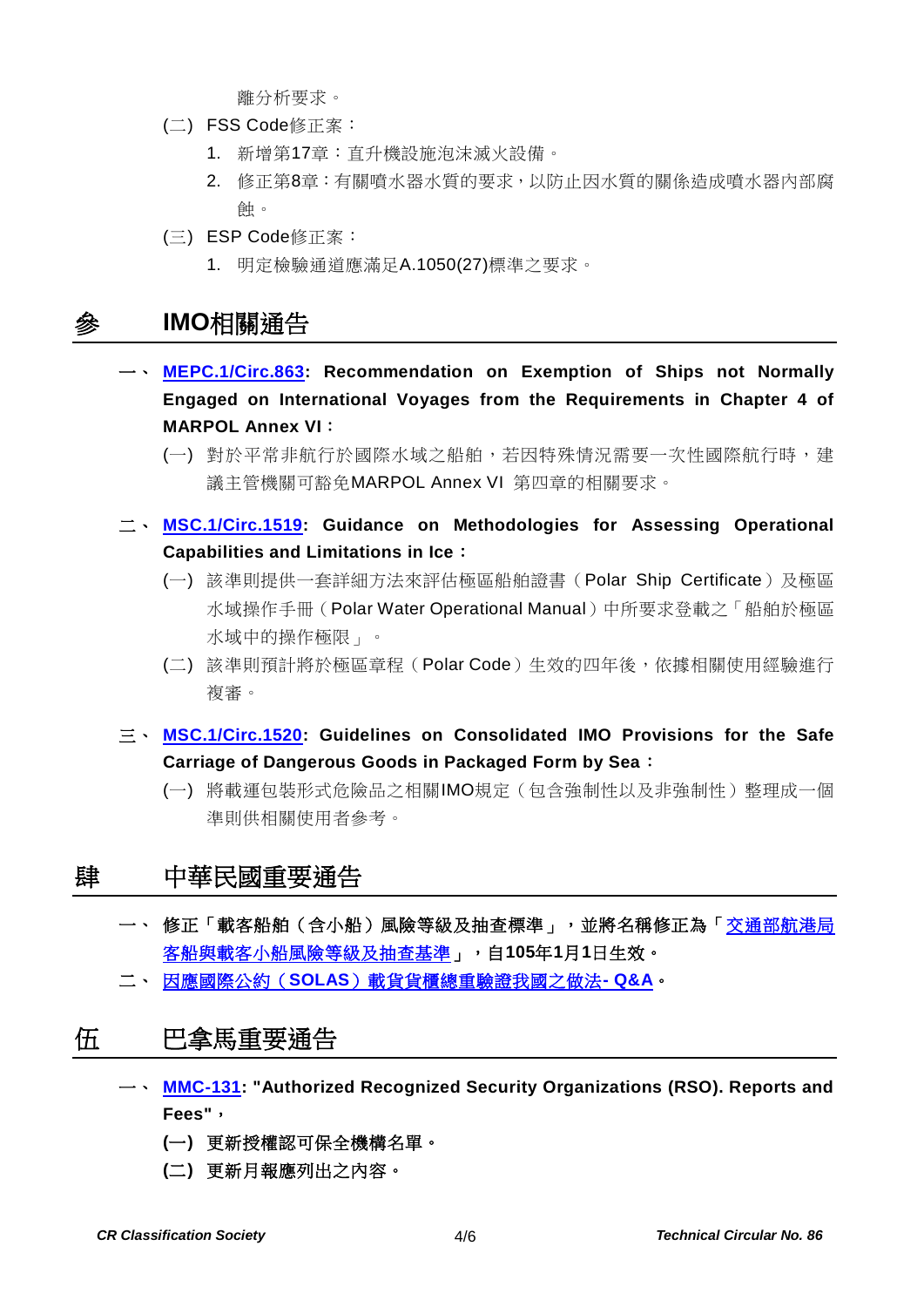離分析要求。

(二) FSS Code修正案：

1. 新增第17章：直升機設施泡沫滅火設備。
2. 修正第8章：有關噴水器水質的要求，以防止因水質的關係造成噴水器內部腐蝕。

(三) ESP Code修正案：

1. 明定檢驗通道應滿足A.1050(27)標準之要求。

## 參　IMO相關通告

一、 **MEPC.1/Circ.863: Recommendation on Exemption of Ships not Normally Engaged on International Voyages from the Requirements in Chapter 4 of MARPOL Annex VI：**

(一) 對於平常非航行於國際水域之船舶，若因特殊情況需要一次性國際航行時，建議主管機關可豁免MARPOL Annex VI 第四章的相關要求。

二、 **MSC.1/Circ.1519: Guidance on Methodologies for Assessing Operational Capabilities and Limitations in Ice：**

(一) 該準則提供一套詳細方法來評估極區船舶證書（Polar Ship Certificate）及極區水域操作手冊（Polar Water Operational Manual）中所要求登載之「船舶於極區水域中的操作極限」。

(二) 該準則預計將於極區章程（Polar Code）生效的四年後，依據相關使用經驗進行複審。

三、 **MSC.1/Circ.1520: Guidelines on Consolidated IMO Provisions for the Safe Carriage of Dangerous Goods in Packaged Form by Sea：**

(一) 將載運包裝形式危險品之相關IMO規定（包含強制性以及非強制性）整理成一個準則供相關使用者參考。

## 肆　中華民國重要通告

一、 **修正「載客船舶（含小船）風險等級及抽查標準」，並將名稱修正為「交通部航港局客船與載客小船風險等級及抽查基準」，自105年1月1日生效。**

二、 **因應國際公約（SOLAS）載貨貨櫃總重驗證我國之做法- Q&A。**

## 伍　巴拿馬重要通告

一、 **MMC-131: "Authorized Recognized Security Organizations (RSO). Reports and Fees"，**

**(一) 更新授權認可保全機構名單。**

**(二) 更新月報應列出之內容。**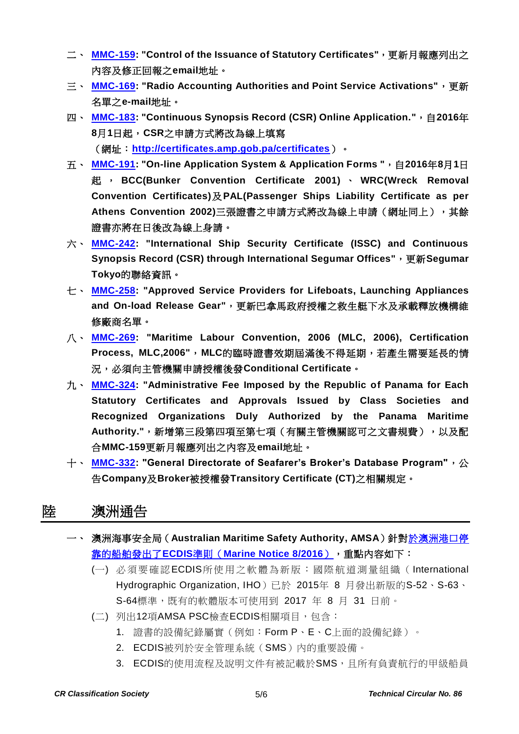二、 **MMC-159: "Control of the Issuance of Statutory Certificates"，更新月報應列出之內容及修正回報之email地址。**

三、 **MMC-169: "Radio Accounting Authorities and Point Service Activations"，更新名單之e-mail地址。**

四、 **MMC-183: "Continuous Synopsis Record (CSR) Online Application."，自2016年8月1日起，CSR之申請方式將改為線上填寫**
**（網址：http://certificates.amp.gob.pa/certificates）。**

五、 **MMC-191: "On-line Application System & Application Forms "，自2016年8月1日起，BCC(Bunker Convention Certificate 2001)、WRC(Wreck Removal Convention Certificates)及PAL(Passenger Ships Liability Certificate as per Athens Convention 2002)三張證書之申請方式將改為線上申請（網址同上），其餘證書亦將在日後改為線上身請。**

六、 **MMC-242: "International Ship Security Certificate (ISSC) and Continuous Synopsis Record (CSR) through International Segumar Offices"，更新Segumar Tokyo的聯絡資訊。**

七、 **MMC-258: "Approved Service Providers for Lifeboats, Launching Appliances and On-load Release Gear"，更新巴拿馬政府授權之救生艇下水及承載釋放機構維修廠商名單。**

八、 **MMC-269: "Maritime Labour Convention, 2006 (MLC, 2006), Certification Process, MLC,2006"，MLC的臨時證書效期屆滿後不得延期，若產生需要延長的情況，必須向主管機關申請授權後發Conditional Certificate。**

九、 **MMC-324: "Administrative Fee Imposed by the Republic of Panama for Each Statutory Certificates and Approvals Issued by Class Societies and Recognized Organizations Duly Authorized by the Panama Maritime Authority."，新增第三段第四項至第七項（有關主管機關認可之文書規費），以及配合MMC-159更新月報應列出之內容及email地址。**

十、 **MMC-332: "General Directorate of Seafarer's Broker's Database Program"，公告Company及Broker被授權發Transitory Certificate (CT)之相關規定。**

# 陸　澳洲通告

一、 **澳洲海事安全局（Australian Maritime Safety Authority, AMSA）針對於澳洲港口停靠的船舶發出了ECDIS準則（Marine Notice 8/2016），重點內容如下：**

(一) 必須要確認ECDIS所使用之軟體為新版：國際航道測量組織（International Hydrographic Organization, IHO）已於 2015年 8 月發出新版的S-52、S-63、S-64標準，既有的軟體版本可使用到 2017 年 8 月 31 日前。

(二) 列出12項AMSA PSC檢查ECDIS相關項目，包含：

1. 證書的設備紀錄屬實（例如：Form P、E、C上面的設備紀錄）。
2. ECDIS被列於安全管理系統（SMS）內的重要設備。
3. ECDIS的使用流程及說明文件有被記載於SMS，且所有負責航行的甲級船員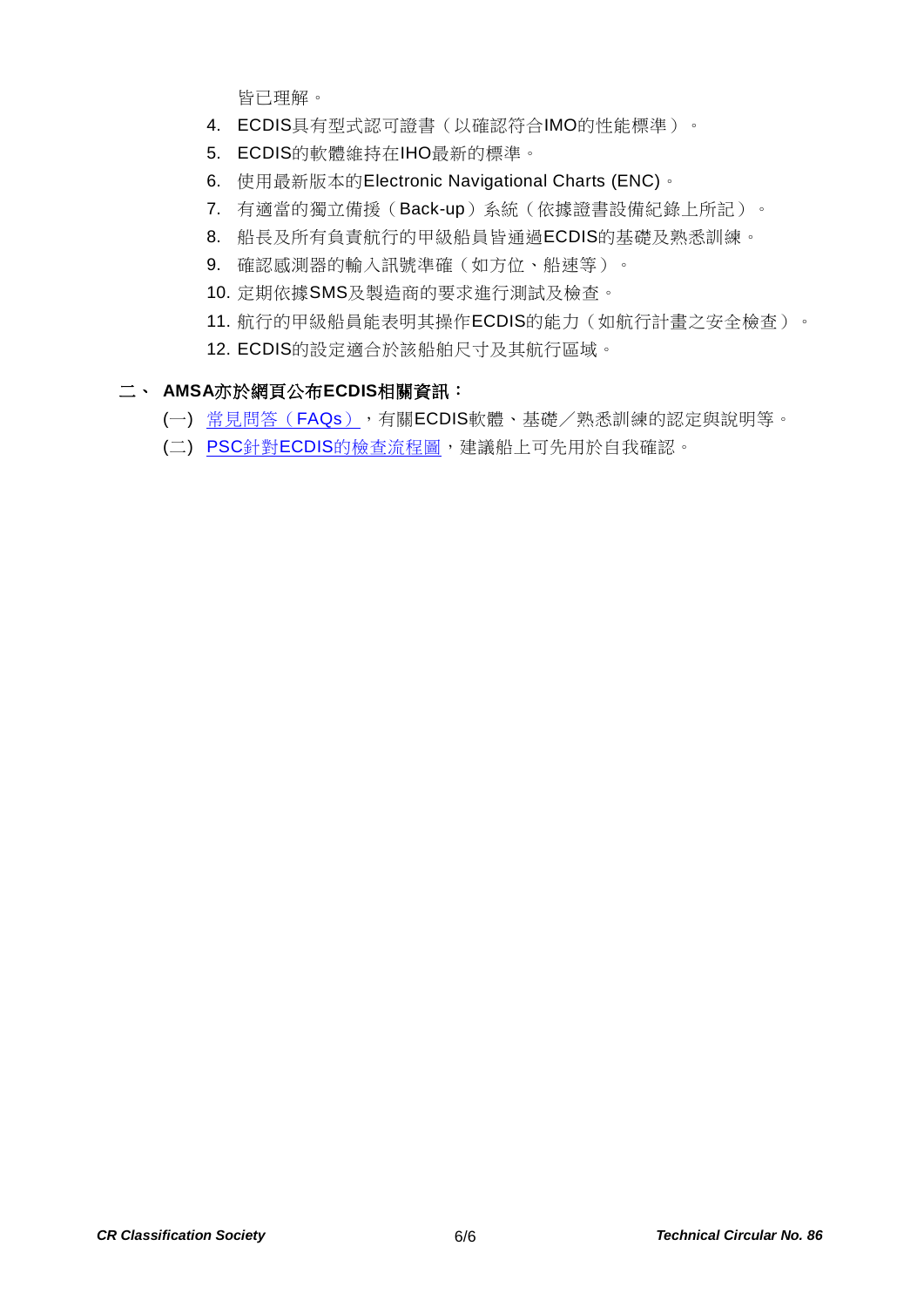皆已理解。

4. ECDIS具有型式認可證書（以確認符合IMO的性能標準）。
5. ECDIS的軟體維持在IHO最新的標準。
6. 使用最新版本的Electronic Navigational Charts (ENC)。
7. 有適當的獨立備援（Back-up）系統（依據證書設備紀錄上所記）。
8. 船長及所有負責航行的甲級船員皆通過ECDIS的基礎及熟悉訓練。
9. 確認感測器的輸入訊號準確（如方位、船速等）。
10. 定期依據SMS及製造商的要求進行測試及檢查。
11. 航行的甲級船員能表明其操作ECDIS的能力（如航行計畫之安全檢查）。
12. ECDIS的設定適合於該船舶尺寸及其航行區域。

## 二、 AMSA亦於網頁公布ECDIS相關資訊：

(一) 常見問答（FAQs），有關ECDIS軟體、基礎／熟悉訓練的認定與說明等。

(二) PSC針對ECDIS的檢查流程圖，建議船上可先用於自我確認。